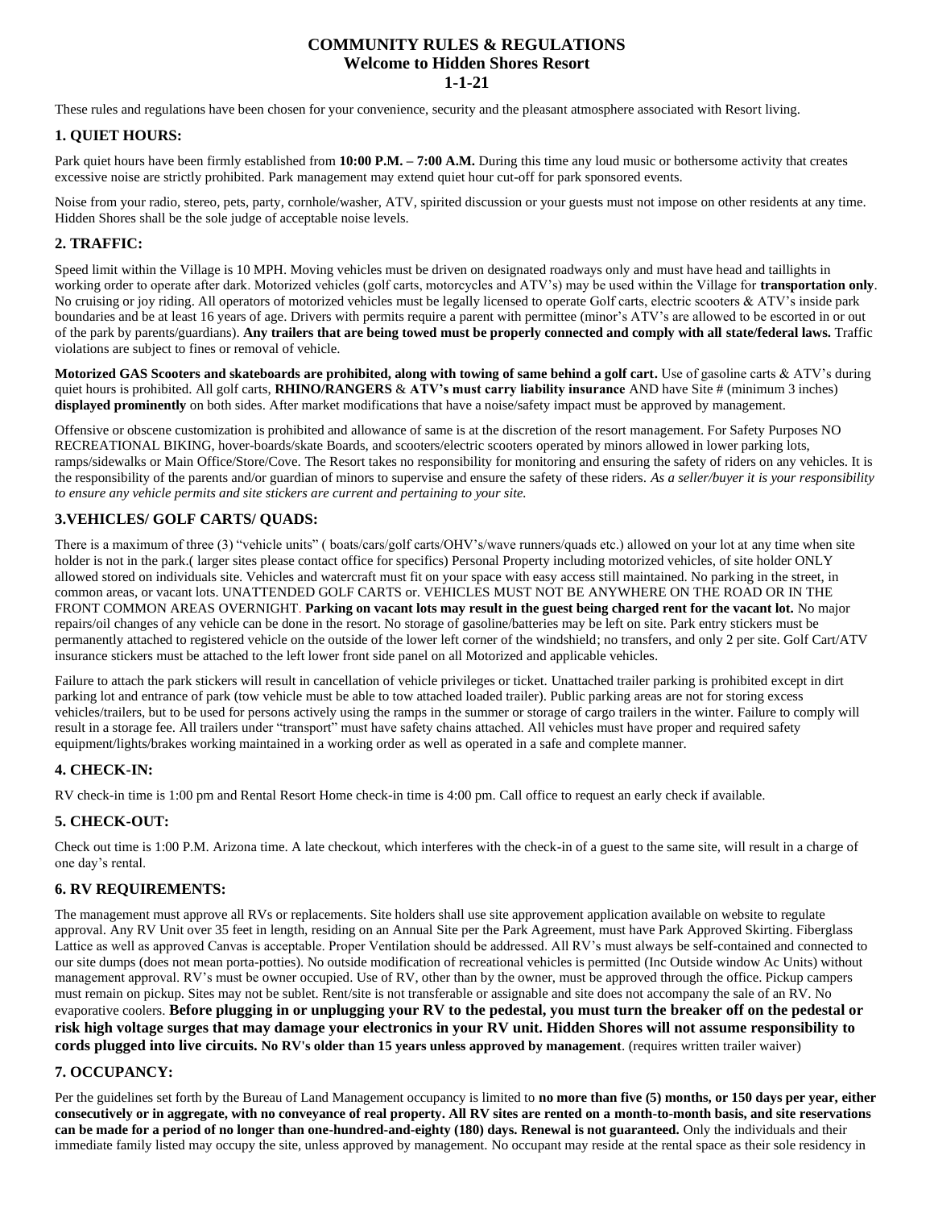# COMMUNITY RULES & REGULATIONS
## Welcome to Hidden Shores Resort
## 1-1-21

These rules and regulations have been chosen for your convenience, security and the pleasant atmosphere associated with Resort living.

### 1. QUIET HOURS:

Park quiet hours have been firmly established from **10:00 P.M. – 7:00 A.M.** During this time any loud music or bothersome activity that creates excessive noise are strictly prohibited. Park management may extend quiet hour cut-off for park sponsored events.

Noise from your radio, stereo, pets, party, cornhole/washer, ATV, spirited discussion or your guests must not impose on other residents at any time. Hidden Shores shall be the sole judge of acceptable noise levels.

### 2. TRAFFIC:

Speed limit within the Village is 10 MPH. Moving vehicles must be driven on designated roadways only and must have head and taillights in working order to operate after dark. Motorized vehicles (golf carts, motorcycles and ATV's) may be used within the Village for **transportation only**. No cruising or joy riding. All operators of motorized vehicles must be legally licensed to operate Golf carts, electric scooters & ATV's inside park boundaries and be at least 16 years of age. Drivers with permits require a parent with permittee (minor's ATV's are allowed to be escorted in or out of the park by parents/guardians). **Any trailers that are being towed must be properly connected and comply with all state/federal laws.** Traffic violations are subject to fines or removal of vehicle.

**Motorized GAS Scooters and skateboards are prohibited, along with towing of same behind a golf cart.** Use of gasoline carts & ATV's during quiet hours is prohibited. All golf carts, **RHINO/RANGERS** & **ATV's must carry liability insurance** AND have Site # (minimum 3 inches) **displayed prominently** on both sides. After market modifications that have a noise/safety impact must be approved by management.

Offensive or obscene customization is prohibited and allowance of same is at the discretion of the resort management. For Safety Purposes NO RECREATIONAL BIKING, hover-boards/skate Boards, and scooters/electric scooters operated by minors allowed in lower parking lots, ramps/sidewalks or Main Office/Store/Cove. The Resort takes no responsibility for monitoring and ensuring the safety of riders on any vehicles. It is the responsibility of the parents and/or guardian of minors to supervise and ensure the safety of these riders. *As a seller/buyer it is your responsibility to ensure any vehicle permits and site stickers are current and pertaining to your site.*

### 3.VEHICLES/ GOLF CARTS/ QUADS:

There is a maximum of three (3) "vehicle units" ( boats/cars/golf carts/OHV's/wave runners/quads etc.) allowed on your lot at any time when site holder is not in the park.( larger sites please contact office for specifics) Personal Property including motorized vehicles, of site holder ONLY allowed stored on individuals site. Vehicles and watercraft must fit on your space with easy access still maintained. No parking in the street, in common areas, or vacant lots. UNATTENDED GOLF CARTS or. VEHICLES MUST NOT BE ANYWHERE ON THE ROAD OR IN THE FRONT COMMON AREAS OVERNIGHT. **Parking on vacant lots may result in the guest being charged rent for the vacant lot.** No major repairs/oil changes of any vehicle can be done in the resort. No storage of gasoline/batteries may be left on site. Park entry stickers must be permanently attached to registered vehicle on the outside of the lower left corner of the windshield; no transfers, and only 2 per site. Golf Cart/ATV insurance stickers must be attached to the left lower front side panel on all Motorized and applicable vehicles.

Failure to attach the park stickers will result in cancellation of vehicle privileges or ticket. Unattached trailer parking is prohibited except in dirt parking lot and entrance of park (tow vehicle must be able to tow attached loaded trailer). Public parking areas are not for storing excess vehicles/trailers, but to be used for persons actively using the ramps in the summer or storage of cargo trailers in the winter. Failure to comply will result in a storage fee. All trailers under "transport" must have safety chains attached. All vehicles must have proper and required safety equipment/lights/brakes working maintained in a working order as well as operated in a safe and complete manner.

### 4. CHECK-IN:

RV check-in time is 1:00 pm and Rental Resort Home check-in time is 4:00 pm. Call office to request an early check if available.

### 5. CHECK-OUT:

Check out time is 1:00 P.M. Arizona time. A late checkout, which interferes with the check-in of a guest to the same site, will result in a charge of one day's rental.

### 6. RV REQUIREMENTS:

The management must approve all RVs or replacements. Site holders shall use site approvement application available on website to regulate approval. Any RV Unit over 35 feet in length, residing on an Annual Site per the Park Agreement, must have Park Approved Skirting. Fiberglass Lattice as well as approved Canvas is acceptable. Proper Ventilation should be addressed. All RV's must always be self-contained and connected to our site dumps (does not mean porta-potties). No outside modification of recreational vehicles is permitted (Inc Outside window Ac Units) without management approval. RV's must be owner occupied. Use of RV, other than by the owner, must be approved through the office. Pickup campers must remain on pickup. Sites may not be sublet. Rent/site is not transferable or assignable and site does not accompany the sale of an RV. No evaporative coolers. **Before plugging in or unplugging your RV to the pedestal, you must turn the breaker off on the pedestal or risk high voltage surges that may damage your electronics in your RV unit. Hidden Shores will not assume responsibility to cords plugged into live circuits. No RV's older than 15 years unless approved by management**. (requires written trailer waiver)

### 7. OCCUPANCY:

Per the guidelines set forth by the Bureau of Land Management occupancy is limited to **no more than five (5) months, or 150 days per year, either consecutively or in aggregate, with no conveyance of real property. All RV sites are rented on a month-to-month basis, and site reservations can be made for a period of no longer than one-hundred-and-eighty (180) days. Renewal is not guaranteed.** Only the individuals and their immediate family listed may occupy the site, unless approved by management. No occupant may reside at the rental space as their sole residency in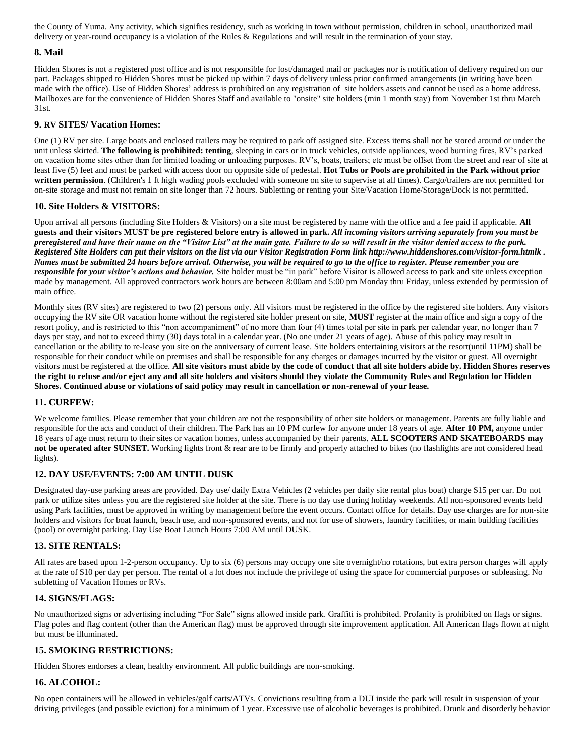the County of Yuma. Any activity, which signifies residency, such as working in town without permission, children in school, unauthorized mail delivery or year-round occupancy is a violation of the Rules & Regulations and will result in the termination of your stay.

### 8. Mail

Hidden Shores is not a registered post office and is not responsible for lost/damaged mail or packages nor is notification of delivery required on our part. Packages shipped to Hidden Shores must be picked up within 7 days of delivery unless prior confirmed arrangements (in writing have been made with the office). Use of Hidden Shores' address is prohibited on any registration of site holders assets and cannot be used as a home address. Mailboxes are for the convenience of Hidden Shores Staff and available to "onsite" site holders (min 1 month stay) from November 1st thru March 31st.

### 9. RV SITES/ Vacation Homes:

One (1) RV per site. Large boats and enclosed trailers may be required to park off assigned site. Excess items shall not be stored around or under the unit unless skirted. **The following is prohibited: tenting**, sleeping in cars or in truck vehicles, outside appliances, wood burning fires, RV's parked on vacation home sites other than for limited loading or unloading purposes. RV's, boats, trailers; etc must be offset from the street and rear of site at least five (5) feet and must be parked with access door on opposite side of pedestal. **Hot Tubs or Pools are prohibited in the Park without prior written permission**. (Children's 1 ft high wading pools excluded with someone on site to supervise at all times). Cargo/trailers are not permitted for on-site storage and must not remain on site longer than 72 hours. Subletting or renting your Site/Vacation Home/Storage/Dock is not permitted.

### 10. Site Holders & VISITORS:

Upon arrival all persons (including Site Holders & Visitors) on a site must be registered by name with the office and a fee paid if applicable. **All guests and their visitors MUST be pre registered before entry is allowed in park.** ***All incoming visitors arriving separately from you must be preregistered and have their name on the "Visitor List" at the main gate. Failure to do so will result in the visitor denied access to the park. Registered Site Holders can put their visitors on the list via our Visitor Registration Form link http://www.hiddenshores.com/visitor-form.htmlk . Names must be submitted 24 hours before arrival. Otherwise, you will be required to go to the office to register. Please remember you are responsible for your visitor's actions and behavior.*** Site holder must be "in park" before Visitor is allowed access to park and site unless exception made by management. All approved contractors work hours are between 8:00am and 5:00 pm Monday thru Friday, unless extended by permission of main office.

Monthly sites (RV sites) are registered to two (2) persons only. All visitors must be registered in the office by the registered site holders. Any visitors occupying the RV site OR vacation home without the registered site holder present on site, **MUST** register at the main office and sign a copy of the resort policy, and is restricted to this "non accompaniment" of no more than four (4) times total per site in park per calendar year, no longer than 7 days per stay, and not to exceed thirty (30) days total in a calendar year. (No one under 21 years of age). Abuse of this policy may result in cancellation or the ability to re-lease you site on the anniversary of current lease. Site holders entertaining visitors at the resort(until 11PM) shall be responsible for their conduct while on premises and shall be responsible for any charges or damages incurred by the visitor or guest. All overnight visitors must be registered at the office. **All site visitors must abide by the code of conduct that all site holders abide by. Hidden Shores reserves the right to refuse and/or eject any and all site holders and visitors should they violate the Community Rules and Regulation for Hidden Shores. Continued abuse or violations of said policy may result in cancellation or non-renewal of your lease.**

### 11. CURFEW:

We welcome families. Please remember that your children are not the responsibility of other site holders or management. Parents are fully liable and responsible for the acts and conduct of their children. The Park has an 10 PM curfew for anyone under 18 years of age. **After 10 PM,** anyone under 18 years of age must return to their sites or vacation homes, unless accompanied by their parents. **ALL SCOOTERS AND SKATEBOARDS may not be operated after SUNSET.** Working lights front & rear are to be firmly and properly attached to bikes (no flashlights are not considered head lights).

### 12. DAY USE/EVENTS: 7:00 AM UNTIL DUSK

Designated day-use parking areas are provided. Day use/ daily Extra Vehicles (2 vehicles per daily site rental plus boat) charge $15 per car. Do not park or utilize sites unless you are the registered site holder at the site. There is no day use during holiday weekends. All non-sponsored events held using Park facilities, must be approved in writing by management before the event occurs. Contact office for details. Day use charges are for non-site holders and visitors for boat launch, beach use, and non-sponsored events, and not for use of showers, laundry facilities, or main building facilities (pool) or overnight parking. Day Use Boat Launch Hours 7:00 AM until DUSK.

### 13. SITE RENTALS:

All rates are based upon 1-2-person occupancy. Up to six (6) persons may occupy one site overnight/no rotations, but extra person charges will apply at the rate of $10 per day per person. The rental of a lot does not include the privilege of using the space for commercial purposes or subleasing. No subletting of Vacation Homes or RVs.

### 14. SIGNS/FLAGS:

No unauthorized signs or advertising including "For Sale" signs allowed inside park. Graffiti is prohibited. Profanity is prohibited on flags or signs. Flag poles and flag content (other than the American flag) must be approved through site improvement application. All American flags flown at night but must be illuminated.

### 15. SMOKING RESTRICTIONS:

Hidden Shores endorses a clean, healthy environment. All public buildings are non-smoking.

### 16. ALCOHOL:

No open containers will be allowed in vehicles/golf carts/ATVs. Convictions resulting from a DUI inside the park will result in suspension of your driving privileges (and possible eviction) for a minimum of 1 year. Excessive use of alcoholic beverages is prohibited. Drunk and disorderly behavior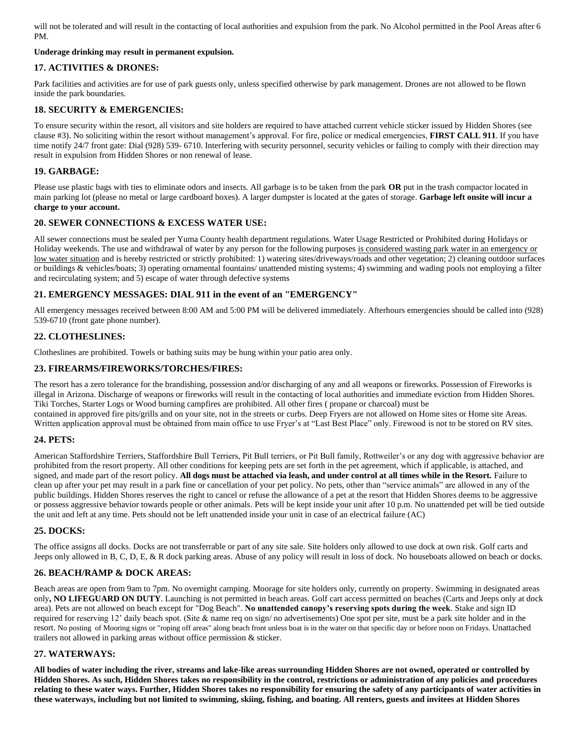will not be tolerated and will result in the contacting of local authorities and expulsion from the park. No Alcohol permitted in the Pool Areas after 6 PM.

**Underage drinking may result in permanent expulsion.**

### 17. ACTIVITIES & DRONES:

Park facilities and activities are for use of park guests only, unless specified otherwise by park management. Drones are not allowed to be flown inside the park boundaries.

### 18. SECURITY & EMERGENCIES:

To ensure security within the resort, all visitors and site holders are required to have attached current vehicle sticker issued by Hidden Shores (see clause #3). No soliciting within the resort without management's approval. For fire, police or medical emergencies, **FIRST CALL 911**. If you have time notify 24/7 front gate: Dial (928) 539- 6710. Interfering with security personnel, security vehicles or failing to comply with their direction may result in expulsion from Hidden Shores or non renewal of lease.

### 19. GARBAGE:

Please use plastic bags with ties to eliminate odors and insects. All garbage is to be taken from the park **OR** put in the trash compactor located in main parking lot (please no metal or large cardboard boxes). A larger dumpster is located at the gates of storage. **Garbage left onsite will incur a charge to your account.**

### 20. SEWER CONNECTIONS & EXCESS WATER USE:

All sewer connections must be sealed per Yuma County health department regulations. Water Usage Restricted or Prohibited during Holidays or Holiday weekends. The use and withdrawal of water by any person for the following purposes is considered wasting park water in an emergency or low water situation and is hereby restricted or strictly prohibited: 1) watering sites/driveways/roads and other vegetation; 2) cleaning outdoor surfaces or buildings & vehicles/boats; 3) operating ornamental fountains/ unattended misting systems; 4) swimming and wading pools not employing a filter and recirculating system; and 5) escape of water through defective systems

### 21. EMERGENCY MESSAGES: DIAL 911 in the event of an "EMERGENCY"

All emergency messages received between 8:00 AM and 5:00 PM will be delivered immediately. Afterhours emergencies should be called into (928) 539-6710 (front gate phone number).

### 22. CLOTHESLINES:

Clotheslines are prohibited. Towels or bathing suits may be hung within your patio area only.

### 23. FIREARMS/FIREWORKS/TORCHES/FIRES:

The resort has a zero tolerance for the brandishing, possession and/or discharging of any and all weapons or fireworks. Possession of Fireworks is illegal in Arizona. Discharge of weapons or fireworks will result in the contacting of local authorities and immediate eviction from Hidden Shores. Tiki Torches, Starter Logs or Wood burning campfires are prohibited. All other fires ( propane or charcoal) must be contained in approved fire pits/grills and on your site, not in the streets or curbs. Deep Fryers are not allowed on Home sites or Home site Areas. Written application approval must be obtained from main office to use Fryer's at "Last Best Place" only. Firewood is not to be stored on RV sites.

### 24. PETS:

American Staffordshire Terriers, Staffordshire Bull Terriers, Pit Bull terriers, or Pit Bull family, Rottweiler's or any dog with aggressive behavior are prohibited from the resort property. All other conditions for keeping pets are set forth in the pet agreement, which if applicable, is attached, and signed, and made part of the resort policy. **All dogs must be attached via leash, and under control at all times while in the Resort.** Failure to clean up after your pet may result in a park fine or cancellation of your pet policy. No pets, other than "service animals" are allowed in any of the public buildings. Hidden Shores reserves the right to cancel or refuse the allowance of a pet at the resort that Hidden Shores deems to be aggressive or possess aggressive behavior towards people or other animals. Pets will be kept inside your unit after 10 p.m. No unattended pet will be tied outside the unit and left at any time. Pets should not be left unattended inside your unit in case of an electrical failure (AC)

### 25. DOCKS:

The office assigns all docks. Docks are not transferrable or part of any site sale. Site holders only allowed to use dock at own risk. Golf carts and Jeeps only allowed in B, C, D, E, & R dock parking areas. Abuse of any policy will result in loss of dock. No houseboats allowed on beach or docks.

### 26. BEACH/RAMP & DOCK AREAS:

Beach areas are open from 9am to 7pm. No overnight camping. Moorage for site holders only, currently on property. Swimming in designated areas only**, NO LIFEGUARD ON DUTY**. Launching is not permitted in beach areas. Golf cart access permitted on beaches (Carts and Jeeps only at dock area). Pets are not allowed on beach except for "Dog Beach". **No unattended canopy's reserving spots during the week**. Stake and sign ID required for reserving 12' daily beach spot. (Site & name req on sign/ no advertisements) One spot per site, must be a park site holder and in the resort. No posting of Mooring signs or "roping off areas" along beach front unless boat is in the water on that specific day or before noon on Fridays. Unattached trailers not allowed in parking areas without office permission & sticker.

### 27. WATERWAYS:

**All bodies of water including the river, streams and lake-like areas surrounding Hidden Shores are not owned, operated or controlled by Hidden Shores. As such, Hidden Shores takes no responsibility in the control, restrictions or administration of any policies and procedures relating to these water ways. Further, Hidden Shores takes no responsibility for ensuring the safety of any participants of water activities in these waterways, including but not limited to swimming, skiing, fishing, and boating. All renters, guests and invitees at Hidden Shores**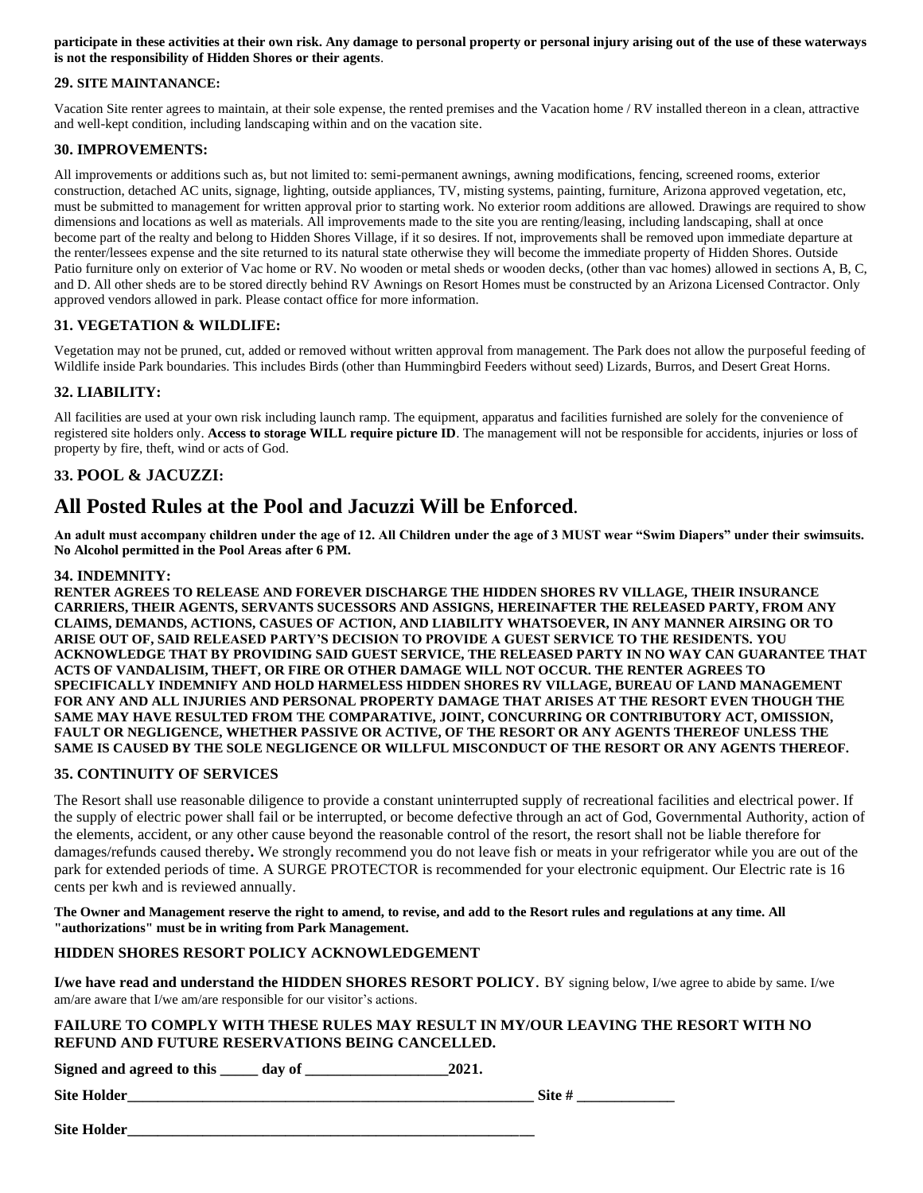**participate in these activities at their own risk. Any damage to personal property or personal injury arising out of the use of these waterways is not the responsibility of Hidden Shores or their agents**.

### 29. SITE MAINTANANCE:

Vacation Site renter agrees to maintain, at their sole expense, the rented premises and the Vacation home / RV installed thereon in a clean, attractive and well-kept condition, including landscaping within and on the vacation site.

### 30. IMPROVEMENTS:

All improvements or additions such as, but not limited to: semi-permanent awnings, awning modifications, fencing, screened rooms, exterior construction, detached AC units, signage, lighting, outside appliances, TV, misting systems, painting, furniture, Arizona approved vegetation, etc, must be submitted to management for written approval prior to starting work. No exterior room additions are allowed. Drawings are required to show dimensions and locations as well as materials. All improvements made to the site you are renting/leasing, including landscaping, shall at once become part of the realty and belong to Hidden Shores Village, if it so desires. If not, improvements shall be removed upon immediate departure at the renter/lessees expense and the site returned to its natural state otherwise they will become the immediate property of Hidden Shores. Outside Patio furniture only on exterior of Vac home or RV. No wooden or metal sheds or wooden decks, (other than vac homes) allowed in sections A, B, C, and D. All other sheds are to be stored directly behind RV Awnings on Resort Homes must be constructed by an Arizona Licensed Contractor. Only approved vendors allowed in park. Please contact office for more information.

### 31. VEGETATION & WILDLIFE:

Vegetation may not be pruned, cut, added or removed without written approval from management. The Park does not allow the purposeful feeding of Wildlife inside Park boundaries. This includes Birds (other than Hummingbird Feeders without seed) Lizards, Burros, and Desert Great Horns.

### 32. LIABILITY:

All facilities are used at your own risk including launch ramp. The equipment, apparatus and facilities furnished are solely for the convenience of registered site holders only. **Access to storage WILL require picture ID**. The management will not be responsible for accidents, injuries or loss of property by fire, theft, wind or acts of God.

### 33. POOL & JACUZZI:

## All Posted Rules at the Pool and Jacuzzi Will be Enforced.

**An adult must accompany children under the age of 12. All Children under the age of 3 MUST wear "Swim Diapers" under their swimsuits. No Alcohol permitted in the Pool Areas after 6 PM.**

### 34. INDEMNITY:

**RENTER AGREES TO RELEASE AND FOREVER DISCHARGE THE HIDDEN SHORES RV VILLAGE, THEIR INSURANCE CARRIERS, THEIR AGENTS, SERVANTS SUCESSORS AND ASSIGNS, HEREINAFTER THE RELEASED PARTY, FROM ANY CLAIMS, DEMANDS, ACTIONS, CASUES OF ACTION, AND LIABILITY WHATSOEVER, IN ANY MANNER AIRSING OR TO ARISE OUT OF, SAID RELEASED PARTY'S DECISION TO PROVIDE A GUEST SERVICE TO THE RESIDENTS. YOU ACKNOWLEDGE THAT BY PROVIDING SAID GUEST SERVICE, THE RELEASED PARTY IN NO WAY CAN GUARANTEE THAT ACTS OF VANDALISIM, THEFT, OR FIRE OR OTHER DAMAGE WILL NOT OCCUR. THE RENTER AGREES TO SPECIFICALLY INDEMNIFY AND HOLD HARMELESS HIDDEN SHORES RV VILLAGE, BUREAU OF LAND MANAGEMENT FOR ANY AND ALL INJURIES AND PERSONAL PROPERTY DAMAGE THAT ARISES AT THE RESORT EVEN THOUGH THE SAME MAY HAVE RESULTED FROM THE COMPARATIVE, JOINT, CONCURRING OR CONTRIBUTORY ACT, OMISSION, FAULT OR NEGLIGENCE, WHETHER PASSIVE OR ACTIVE, OF THE RESORT OR ANY AGENTS THEREOF UNLESS THE SAME IS CAUSED BY THE SOLE NEGLIGENCE OR WILLFUL MISCONDUCT OF THE RESORT OR ANY AGENTS THEREOF.**

### 35. CONTINUITY OF SERVICES

The Resort shall use reasonable diligence to provide a constant uninterrupted supply of recreational facilities and electrical power. If the supply of electric power shall fail or be interrupted, or become defective through an act of God, Governmental Authority, action of the elements, accident, or any other cause beyond the reasonable control of the resort, the resort shall not be liable therefore for damages/refunds caused thereby**.** We strongly recommend you do not leave fish or meats in your refrigerator while you are out of the park for extended periods of time. A SURGE PROTECTOR is recommended for your electronic equipment. Our Electric rate is 16 cents per kwh and is reviewed annually.

**The Owner and Management reserve the right to amend, to revise, and add to the Resort rules and regulations at any time. All "authorizations" must be in writing from Park Management.**

### HIDDEN SHORES RESORT POLICY ACKNOWLEDGEMENT

**I/we have read and understand the HIDDEN SHORES RESORT POLICY.** BY signing below, I/we agree to abide by same. I/we am/are aware that I/we am/are responsible for our visitor's actions.

**FAILURE TO COMPLY WITH THESE RULES MAY RESULT IN MY/OUR LEAVING THE RESORT WITH NO REFUND AND FUTURE RESERVATIONS BEING CANCELLED.**

**Signed and agreed to this _____ day of ___________________2021.**

**Site Holder_________________________________________________________ Site # _____________**

**Site Holder_________________________________________________________**